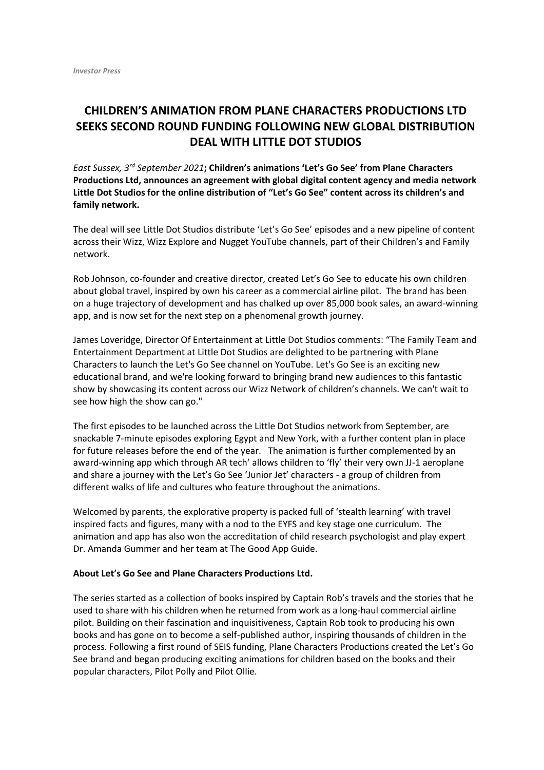*Investor Press*

# CHILDREN'S ANIMATION FROM PLANE CHARACTERS PRODUCTIONS LTD SEEKS SECOND ROUND FUNDING FOLLOWING NEW GLOBAL DISTRIBUTION DEAL WITH LITTLE DOT STUDIOS

*East Sussex, 3rd September 2021*; **Children's animations 'Let's Go See' from Plane Characters Productions Ltd, announces an agreement with global digital content agency and media network Little Dot Studios for the online distribution of "Let's Go See" content across its children's and family network.**

The deal will see Little Dot Studios distribute 'Let's Go See' episodes and a new pipeline of content across their Wizz, Wizz Explore and Nugget YouTube channels, part of their Children's and Family network.

Rob Johnson, co-founder and creative director, created Let's Go See to educate his own children about global travel, inspired by own his career as a commercial airline pilot. The brand has been on a huge trajectory of development and has chalked up over 85,000 book sales, an award-winning app, and is now set for the next step on a phenomenal growth journey.

James Loveridge, Director Of Entertainment at Little Dot Studios comments: "The Family Team and Entertainment Department at Little Dot Studios are delighted to be partnering with Plane Characters to launch the Let's Go See channel on YouTube. Let's Go See is an exciting new educational brand, and we're looking forward to bringing brand new audiences to this fantastic show by showcasing its content across our Wizz Network of children's channels. We can't wait to see how high the show can go."

The first episodes to be launched across the Little Dot Studios network from September, are snackable 7-minute episodes exploring Egypt and New York, with a further content plan in place for future releases before the end of the year. The animation is further complemented by an award-winning app which through AR tech' allows children to 'fly' their very own JJ-1 aeroplane and share a journey with the Let's Go See 'Junior Jet' characters - a group of children from different walks of life and cultures who feature throughout the animations.

Welcomed by parents, the explorative property is packed full of 'stealth learning' with travel inspired facts and figures, many with a nod to the EYFS and key stage one curriculum. The animation and app has also won the accreditation of child research psychologist and play expert Dr. Amanda Gummer and her team at The Good App Guide.

**About Let's Go See and Plane Characters Productions Ltd.**

The series started as a collection of books inspired by Captain Rob's travels and the stories that he used to share with his children when he returned from work as a long-haul commercial airline pilot. Building on their fascination and inquisitiveness, Captain Rob took to producing his own books and has gone on to become a self-published author, inspiring thousands of children in the process. Following a first round of SEIS funding, Plane Characters Productions created the Let's Go See brand and began producing exciting animations for children based on the books and their popular characters, Pilot Polly and Pilot Ollie.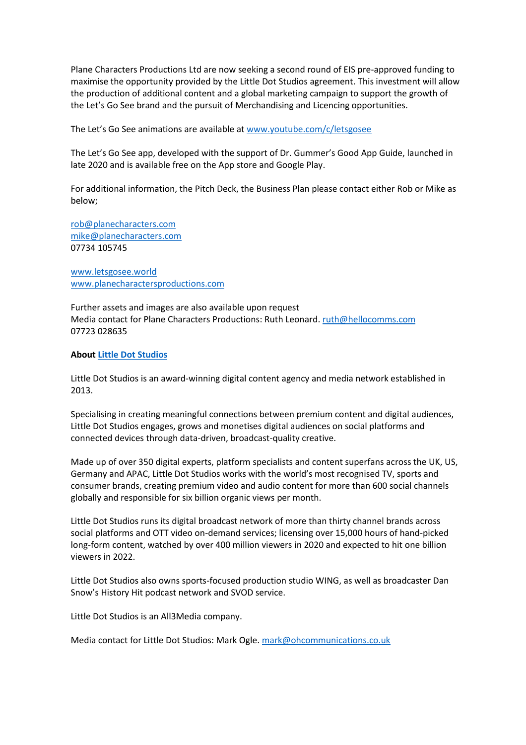Plane Characters Productions Ltd are now seeking a second round of EIS pre-approved funding to maximise the opportunity provided by the Little Dot Studios agreement. This investment will allow the production of additional content and a global marketing campaign to support the growth of the Let's Go See brand and the pursuit of Merchandising and Licencing opportunities.

The Let's Go See animations are available at www.youtube.com/c/letsgosee

The Let's Go See app, developed with the support of Dr. Gummer's Good App Guide, launched in late 2020 and is available free on the App store and Google Play.

For additional information, the Pitch Deck, the Business Plan please contact either Rob or Mike as below;

rob@planecharacters.com
mike@planecharacters.com
07734 105745

www.letsgosee.world
www.planecharactersproductions.com

Further assets and images are also available upon request
Media contact for Plane Characters Productions: Ruth Leonard. ruth@hellocomms.com
07723 028635

**About Little Dot Studios**

Little Dot Studios is an award-winning digital content agency and media network established in 2013.

Specialising in creating meaningful connections between premium content and digital audiences, Little Dot Studios engages, grows and monetises digital audiences on social platforms and connected devices through data-driven, broadcast-quality creative.

Made up of over 350 digital experts, platform specialists and content superfans across the UK, US, Germany and APAC, Little Dot Studios works with the world's most recognised TV, sports and consumer brands, creating premium video and audio content for more than 600 social channels globally and responsible for six billion organic views per month.

Little Dot Studios runs its digital broadcast network of more than thirty channel brands across social platforms and OTT video on-demand services; licensing over 15,000 hours of hand-picked long-form content, watched by over 400 million viewers in 2020 and expected to hit one billion viewers in 2022.

Little Dot Studios also owns sports-focused production studio WING, as well as broadcaster Dan Snow's History Hit podcast network and SVOD service.

Little Dot Studios is an All3Media company.

Media contact for Little Dot Studios: Mark Ogle. mark@ohcommunications.co.uk